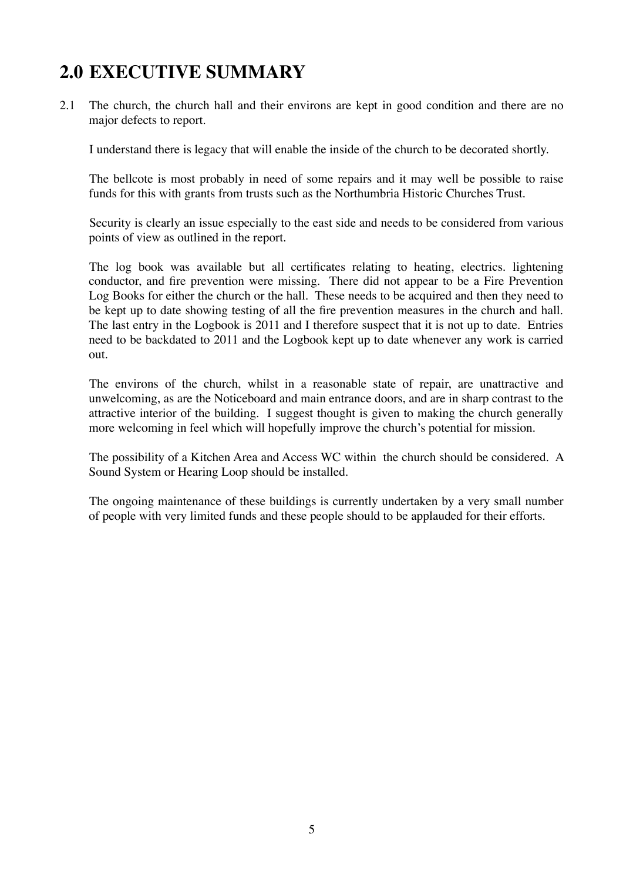# 2.0 EXECUTIVE SUMMARY

2.1 The church, the church hall and their environs are kept in good condition and there are no major defects to report.

I understand there is legacy that will enable the inside of the church to be decorated shortly.

The bellcote is most probably in need of some repairs and it may well be possible to raise funds for this with grants from trusts such as the Northumbria Historic Churches Trust.

Security is clearly an issue especially to the east side and needs to be considered from various points of view as outlined in the report.

The log book was available but all certificates relating to heating, electrics. lightening conductor, and fire prevention were missing. There did not appear to be a Fire Prevention Log Books for either the church or the hall. These needs to be acquired and then they need to be kept up to date showing testing of all the fire prevention measures in the church and hall. The last entry in the Logbook is 2011 and I therefore suspect that it is not up to date. Entries need to be backdated to 2011 and the Logbook kept up to date whenever any work is carried out.

The environs of the church, whilst in a reasonable state of repair, are unattractive and unwelcoming, as are the Noticeboard and main entrance doors, and are in sharp contrast to the attractive interior of the building. I suggest thought is given to making the church generally more welcoming in feel which will hopefully improve the church's potential for mission.

The possibility of a Kitchen Area and Access WC within the church should be considered. A Sound System or Hearing Loop should be installed.

The ongoing maintenance of these buildings is currently undertaken by a very small number of people with very limited funds and these people should to be applauded for their efforts.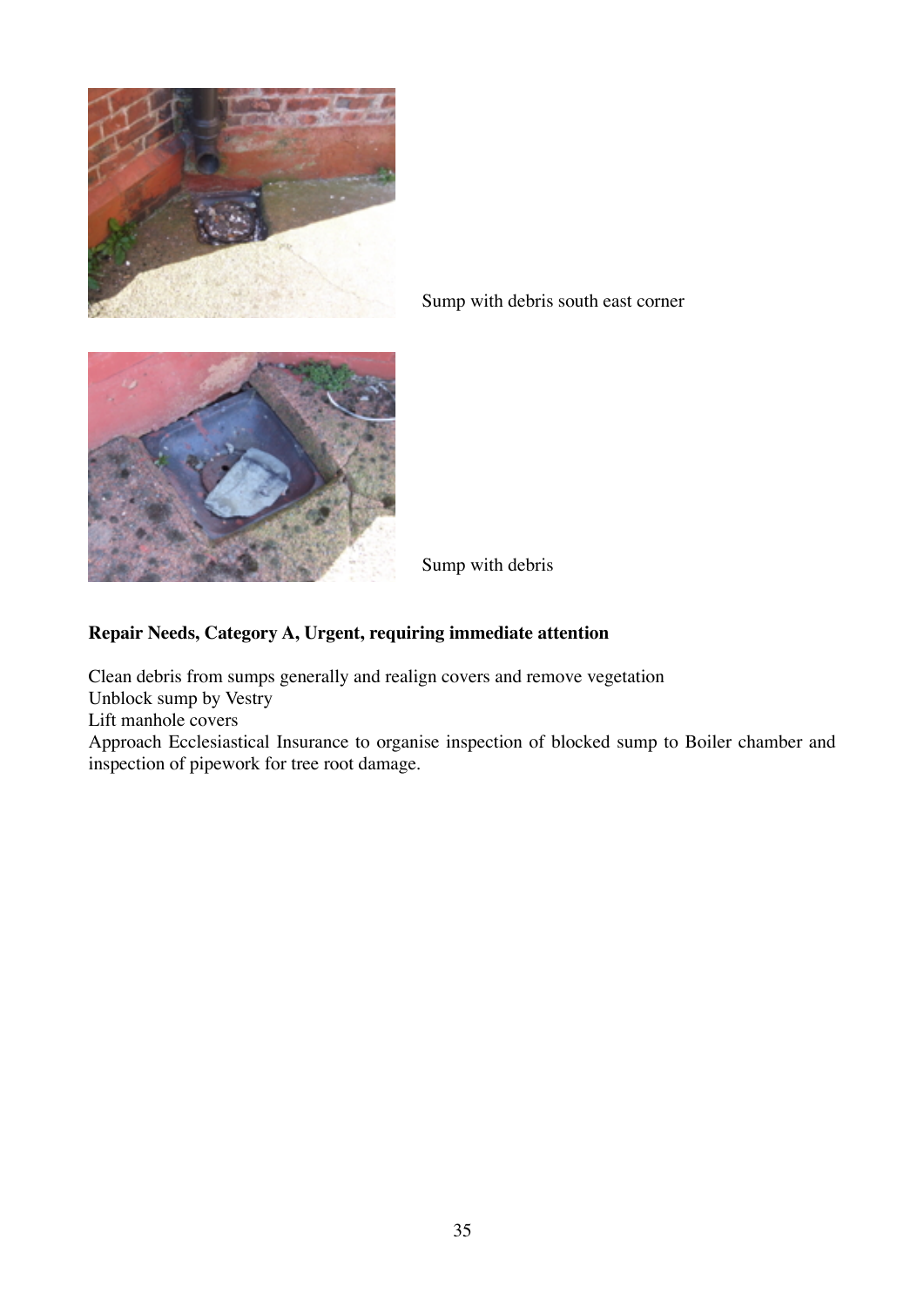Sump with debris south east corner

Sump with debris

**Repair Needs, Category A, Urgent, requiring immediate attention**

Clean debris from sumps generally and realign covers and remove vegetation
Unblock sump by Vestry
Lift manhole covers
Approach Ecclesiastical Insurance to organise inspection of blocked sump to Boiler chamber and inspection of pipework for tree root damage.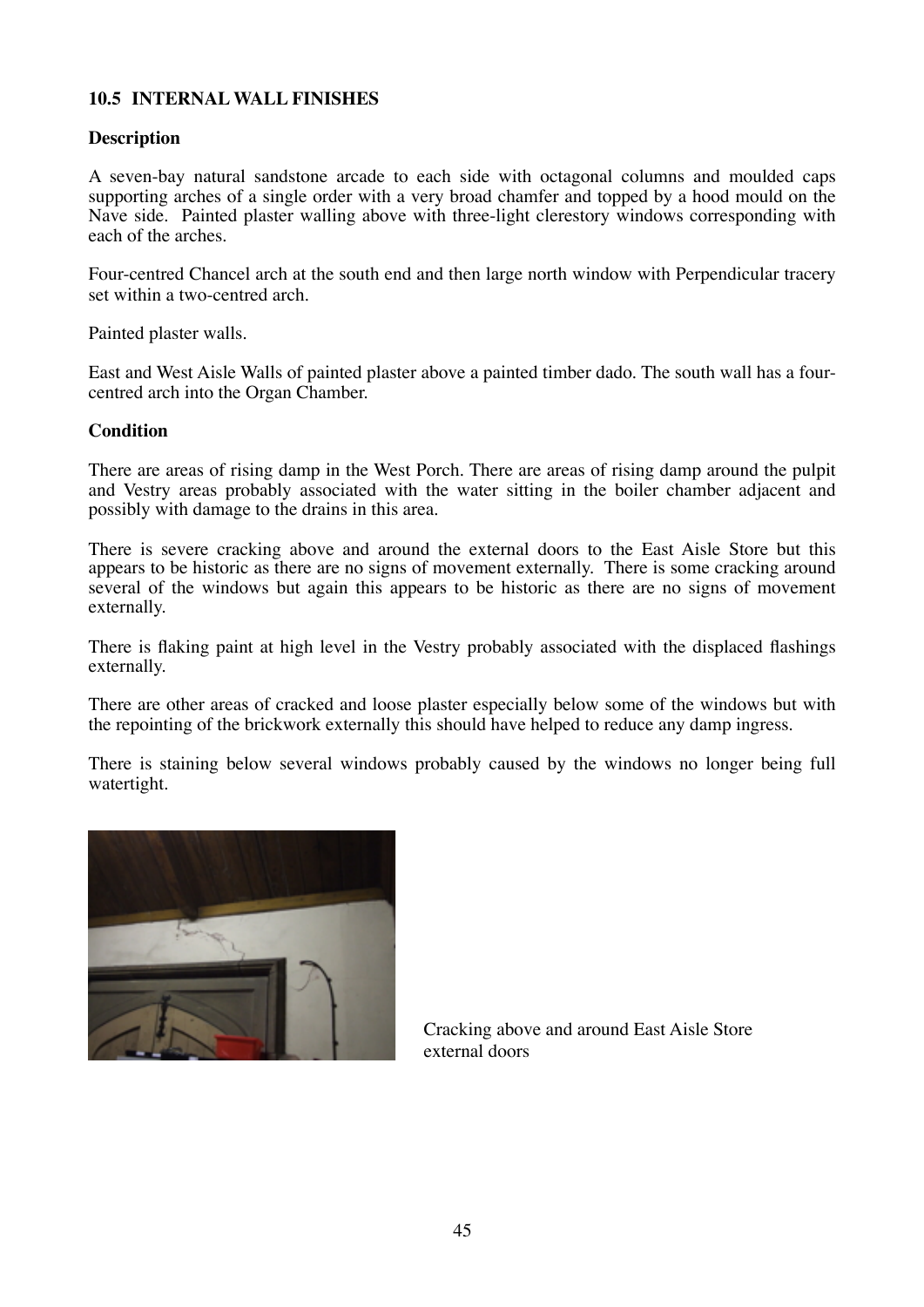### 10.5 INTERNAL WALL FINISHES

**Description**

A seven-bay natural sandstone arcade to each side with octagonal columns and moulded caps supporting arches of a single order with a very broad chamfer and topped by a hood mould on the Nave side. Painted plaster walling above with three-light clerestory windows corresponding with each of the arches.

Four-centred Chancel arch at the south end and then large north window with Perpendicular tracery set within a two-centred arch.

Painted plaster walls.

East and West Aisle Walls of painted plaster above a painted timber dado. The south wall has a four-centred arch into the Organ Chamber.

**Condition**

There are areas of rising damp in the West Porch. There are areas of rising damp around the pulpit and Vestry areas probably associated with the water sitting in the boiler chamber adjacent and possibly with damage to the drains in this area.

There is severe cracking above and around the external doors to the East Aisle Store but this appears to be historic as there are no signs of movement externally. There is some cracking around several of the windows but again this appears to be historic as there are no signs of movement externally.

There is flaking paint at high level in the Vestry probably associated with the displaced flashings externally.

There are other areas of cracked and loose plaster especially below some of the windows but with the repointing of the brickwork externally this should have helped to reduce any damp ingress.

There is staining below several windows probably caused by the windows no longer being full watertight.

Cracking above and around East Aisle Store external doors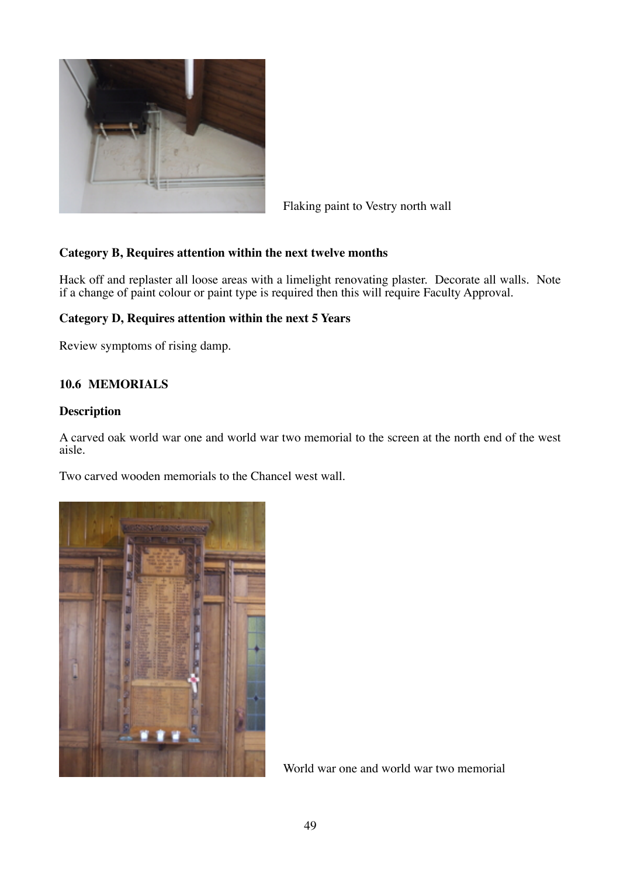Flaking paint to Vestry north wall

**Category B, Requires attention within the next twelve months**

Hack off and replaster all loose areas with a limelight renovating plaster. Decorate all walls. Note if a change of paint colour or paint type is required then this will require Faculty Approval.

**Category D, Requires attention within the next 5 Years**

Review symptoms of rising damp.

### 10.6 MEMORIALS

**Description**

A carved oak world war one and world war two memorial to the screen at the north end of the west aisle.

Two carved wooden memorials to the Chancel west wall.

World war one and world war two memorial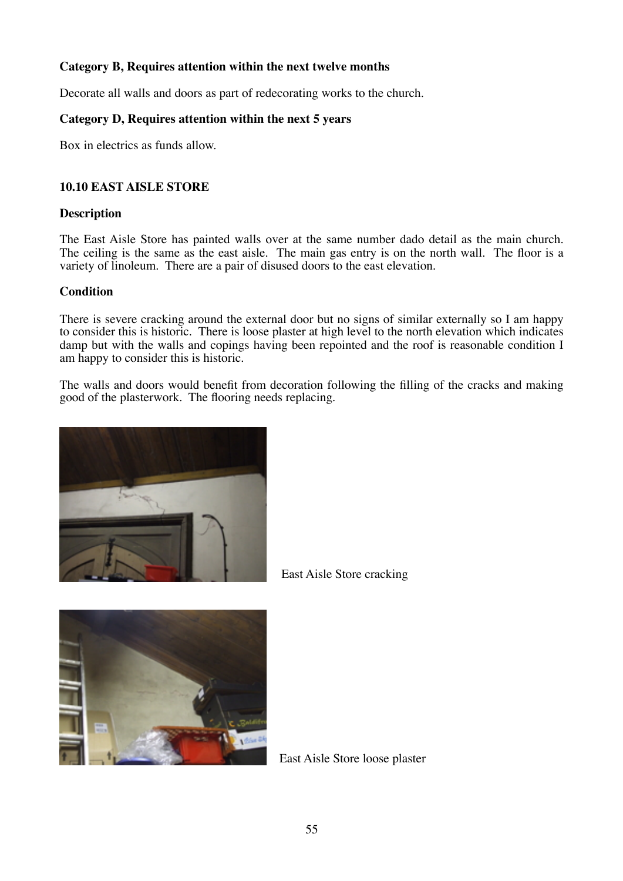**Category B, Requires attention within the next twelve months**

Decorate all walls and doors as part of redecorating works to the church.

**Category D, Requires attention within the next 5 years**

Box in electrics as funds allow.

### 10.10 EAST AISLE STORE

**Description**

The East Aisle Store has painted walls over at the same number dado detail as the main church. The ceiling is the same as the east aisle. The main gas entry is on the north wall. The floor is a variety of linoleum. There are a pair of disused doors to the east elevation.

**Condition**

There is severe cracking around the external door but no signs of similar externally so I am happy to consider this is historic. There is loose plaster at high level to the north elevation which indicates damp but with the walls and copings having been repointed and the roof is reasonable condition I am happy to consider this is historic.

The walls and doors would benefit from decoration following the filling of the cracks and making good of the plasterwork. The flooring needs replacing.

East Aisle Store cracking

East Aisle Store loose plaster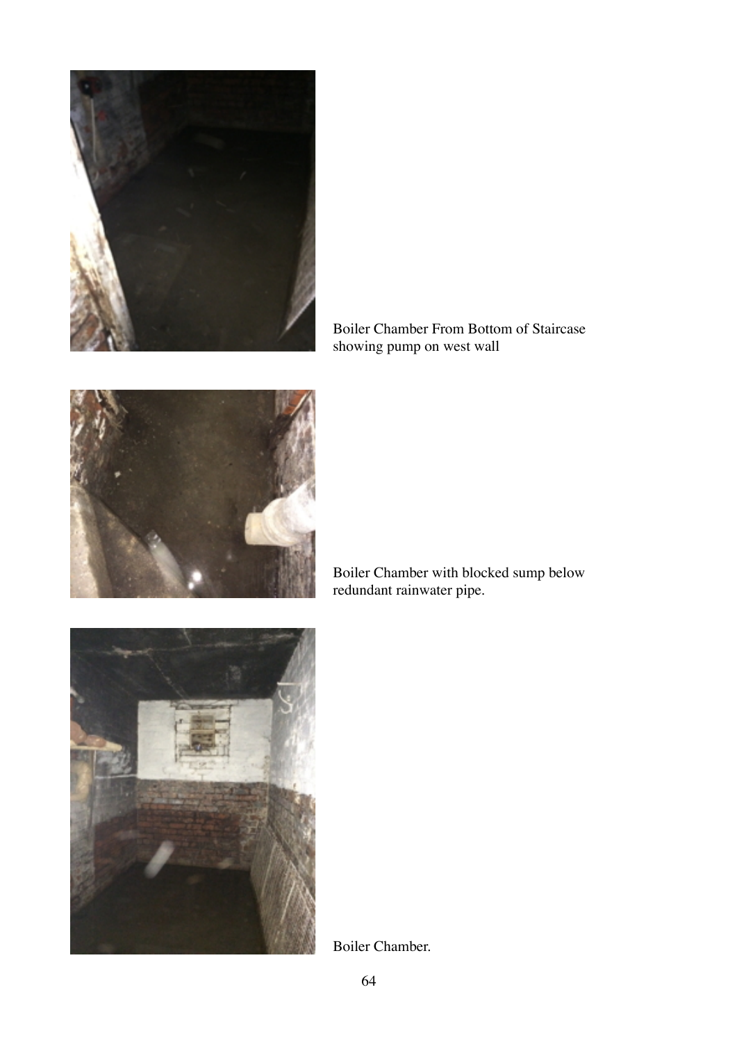Boiler Chamber From Bottom of Staircase showing pump on west wall

Boiler Chamber with blocked sump below redundant rainwater pipe.

Boiler Chamber.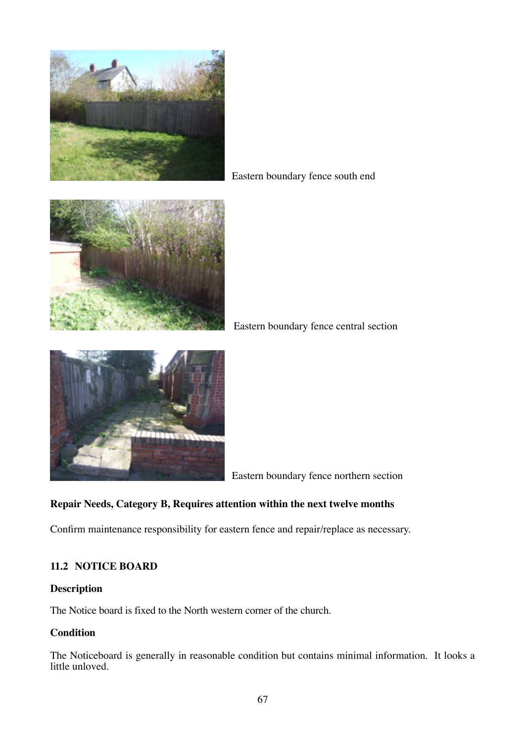Eastern boundary fence south end

Eastern boundary fence central section

Eastern boundary fence northern section

**Repair Needs, Category B, Requires attention within the next twelve months**

Confirm maintenance responsibility for eastern fence and repair/replace as necessary.

### 11.2 NOTICE BOARD

**Description**

The Notice board is fixed to the North western corner of the church.

**Condition**

The Noticeboard is generally in reasonable condition but contains minimal information. It looks a little unloved.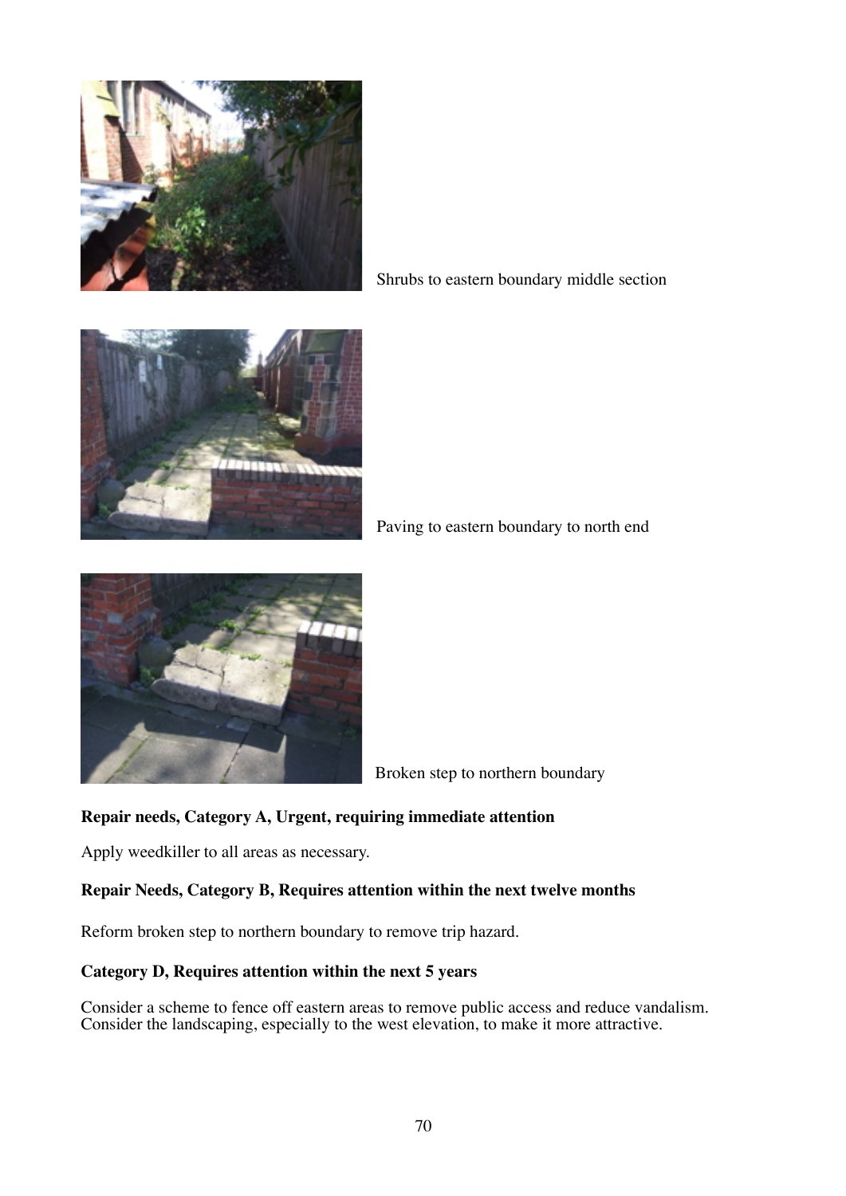Shrubs to eastern boundary middle section

Paving to eastern boundary to north end

Broken step to northern boundary

**Repair needs, Category A, Urgent, requiring immediate attention**

Apply weedkiller to all areas as necessary.

**Repair Needs, Category B, Requires attention within the next twelve months**

Reform broken step to northern boundary to remove trip hazard.

**Category D, Requires attention within the next 5 years**

Consider a scheme to fence off eastern areas to remove public access and reduce vandalism.
Consider the landscaping, especially to the west elevation, to make it more attractive.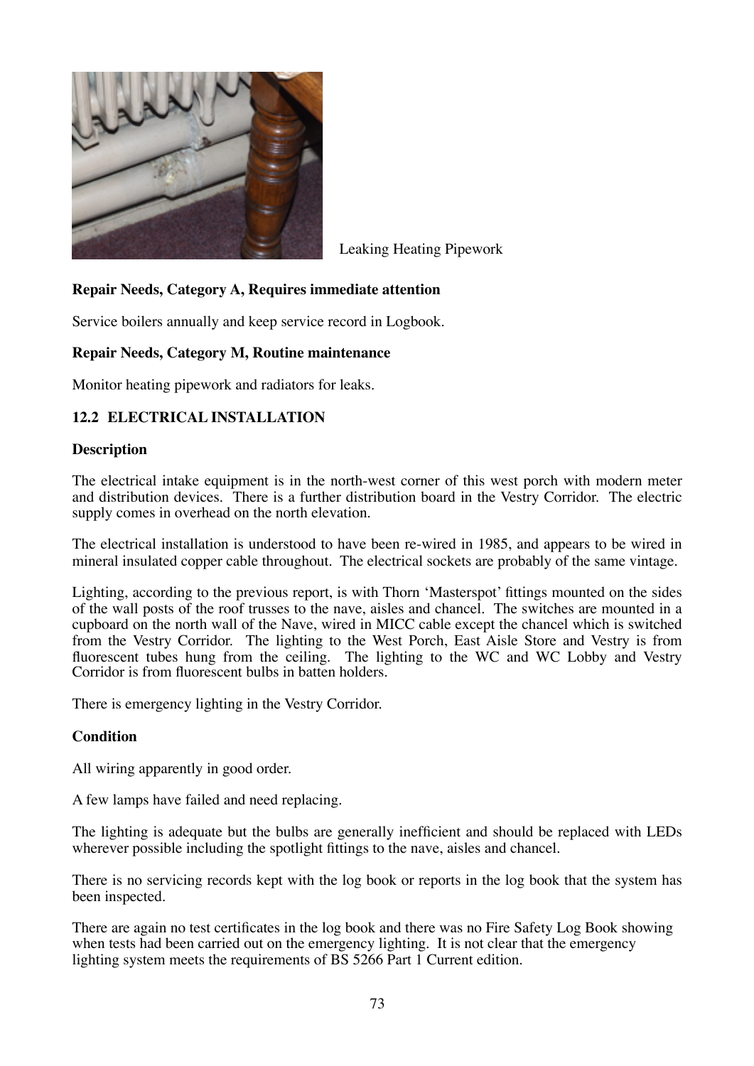Leaking Heating Pipework

**Repair Needs, Category A, Requires immediate attention**

Service boilers annually and keep service record in Logbook.

**Repair Needs, Category M, Routine maintenance**

Monitor heating pipework and radiators for leaks.

## 12.2 ELECTRICAL INSTALLATION

**Description**

The electrical intake equipment is in the north-west corner of this west porch with modern meter and distribution devices. There is a further distribution board in the Vestry Corridor. The electric supply comes in overhead on the north elevation.

The electrical installation is understood to have been re-wired in 1985, and appears to be wired in mineral insulated copper cable throughout. The electrical sockets are probably of the same vintage.

Lighting, according to the previous report, is with Thorn 'Masterspot' fittings mounted on the sides of the wall posts of the roof trusses to the nave, aisles and chancel. The switches are mounted in a cupboard on the north wall of the Nave, wired in MICC cable except the chancel which is switched from the Vestry Corridor. The lighting to the West Porch, East Aisle Store and Vestry is from fluorescent tubes hung from the ceiling. The lighting to the WC and WC Lobby and Vestry Corridor is from fluorescent bulbs in batten holders.

There is emergency lighting in the Vestry Corridor.

**Condition**

All wiring apparently in good order.

A few lamps have failed and need replacing.

The lighting is adequate but the bulbs are generally inefficient and should be replaced with LEDs wherever possible including the spotlight fittings to the nave, aisles and chancel.

There is no servicing records kept with the log book or reports in the log book that the system has been inspected.

There are again no test certificates in the log book and there was no Fire Safety Log Book showing when tests had been carried out on the emergency lighting. It is not clear that the emergency lighting system meets the requirements of BS 5266 Part 1 Current edition.